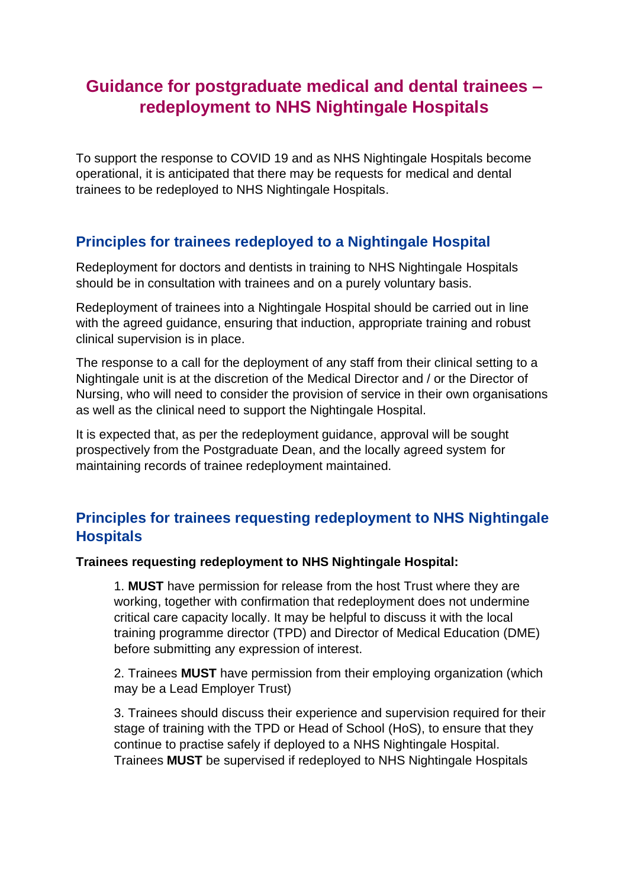# Guidance for postgraduate medical and dental trainees – redeployment to NHS Nightingale Hospitals

To support the response to COVID 19 and as NHS Nightingale Hospitals become operational, it is anticipated that there may be requests for medical and dental trainees to be redeployed to NHS Nightingale Hospitals.

## Principles for trainees redeployed to a Nightingale Hospital

Redeployment for doctors and dentists in training to NHS Nightingale Hospitals should be in consultation with trainees and on a purely voluntary basis.

Redeployment of trainees into a Nightingale Hospital should be carried out in line with the agreed guidance, ensuring that induction, appropriate training and robust clinical supervision is in place.

The response to a call for the deployment of any staff from their clinical setting to a Nightingale unit is at the discretion of the Medical Director and / or the Director of Nursing, who will need to consider the provision of service in their own organisations as well as the clinical need to support the Nightingale Hospital.

It is expected that, as per the redeployment guidance, approval will be sought prospectively from the Postgraduate Dean, and the locally agreed system for maintaining records of trainee redeployment maintained.

## Principles for trainees requesting redeployment to NHS Nightingale Hospitals

**Trainees requesting redeployment to NHS Nightingale Hospital:**

1. **MUST** have permission for release from the host Trust where they are working, together with confirmation that redeployment does not undermine critical care capacity locally. It may be helpful to discuss it with the local training programme director (TPD) and Director of Medical Education (DME) before submitting any expression of interest.

2. Trainees **MUST** have permission from their employing organization (which may be a Lead Employer Trust)

3. Trainees should discuss their experience and supervision required for their stage of training with the TPD or Head of School (HoS), to ensure that they continue to practise safely if deployed to a NHS Nightingale Hospital. Trainees **MUST** be supervised if redeployed to NHS Nightingale Hospitals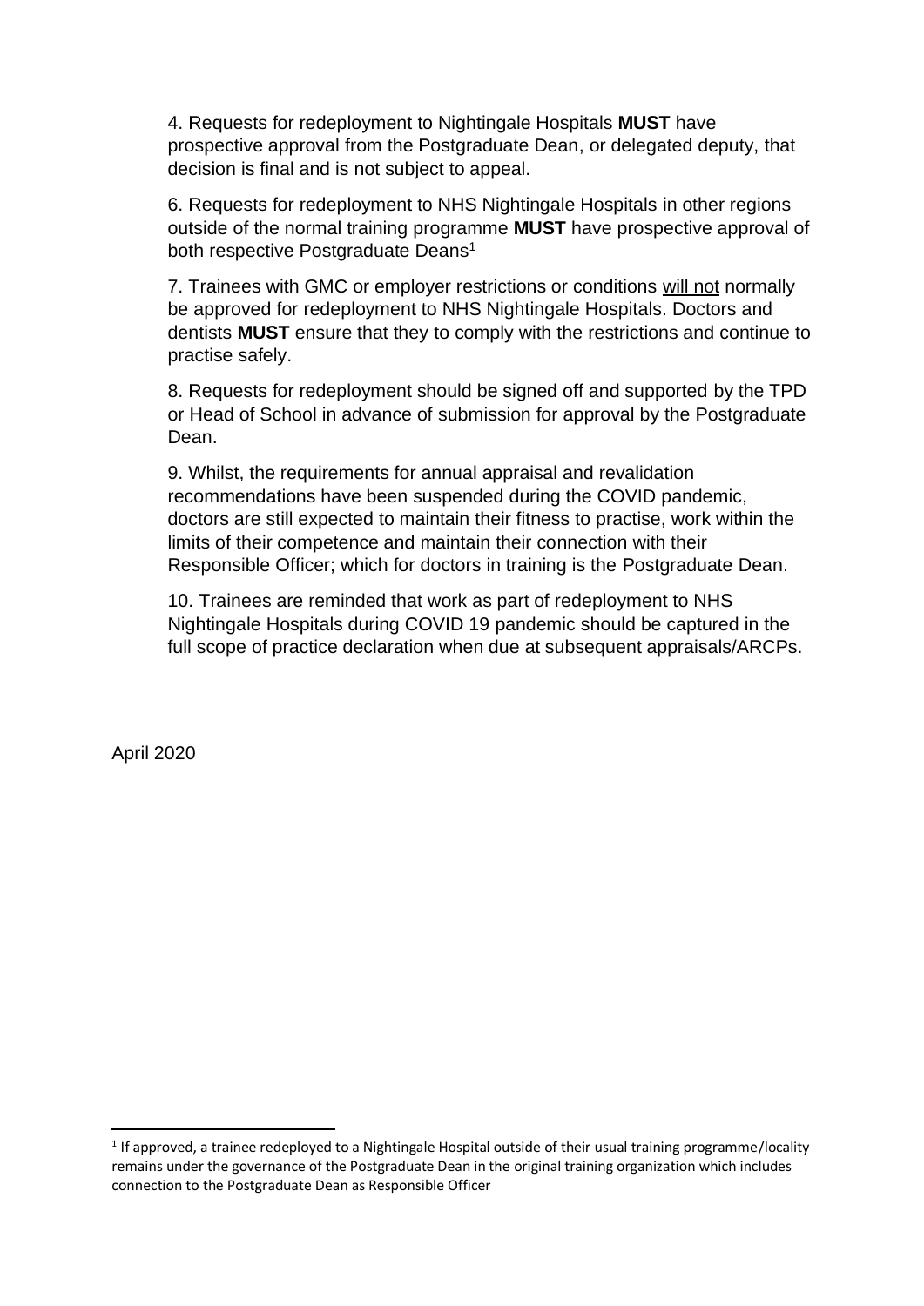4. Requests for redeployment to Nightingale Hospitals **MUST** have prospective approval from the Postgraduate Dean, or delegated deputy, that decision is final and is not subject to appeal.

6. Requests for redeployment to NHS Nightingale Hospitals in other regions outside of the normal training programme **MUST** have prospective approval of both respective Postgraduate Deans[1]

7. Trainees with GMC or employer restrictions or conditions will not normally be approved for redeployment to NHS Nightingale Hospitals. Doctors and dentists **MUST** ensure that they to comply with the restrictions and continue to practise safely.

8. Requests for redeployment should be signed off and supported by the TPD or Head of School in advance of submission for approval by the Postgraduate Dean.

9. Whilst, the requirements for annual appraisal and revalidation recommendations have been suspended during the COVID pandemic, doctors are still expected to maintain their fitness to practise, work within the limits of their competence and maintain their connection with their Responsible Officer; which for doctors in training is the Postgraduate Dean.

10. Trainees are reminded that work as part of redeployment to NHS Nightingale Hospitals during COVID 19 pandemic should be captured in the full scope of practice declaration when due at subsequent appraisals/ARCPs.

April 2020

---

[1] If approved, a trainee redeployed to a Nightingale Hospital outside of their usual training programme/locality remains under the governance of the Postgraduate Dean in the original training organization which includes connection to the Postgraduate Dean as Responsible Officer